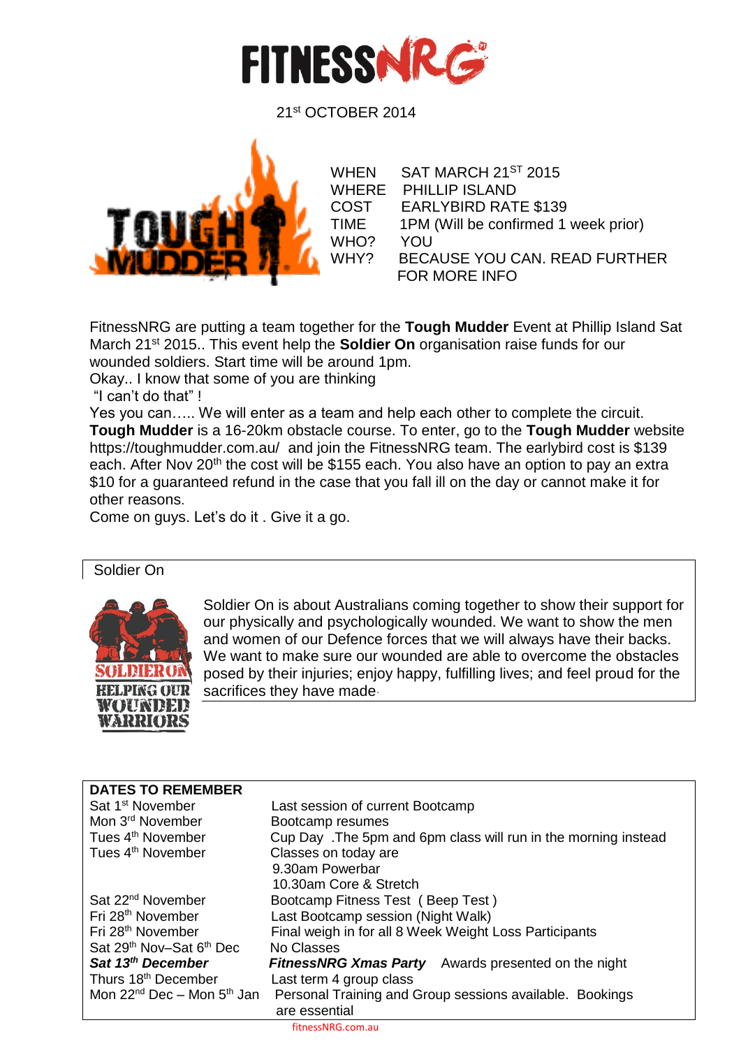# FITNESSNRG

21st OCTOBER 2014

| | |
|---|---|
| WHEN | SAT MARCH 21ST 2015 |
| WHERE | PHILLIP ISLAND |
| COST | EARLYBIRD RATE $139 |
| TIME | 1PM (Will be confirmed 1 week prior) |
| WHO? | YOU |
| WHY? | BECAUSE YOU CAN. READ FURTHER FOR MORE INFO |

FitnessNRG are putting a team together for the **Tough Mudder** Event at Phillip Island Sat March 21st 2015.. This event help the **Soldier On** organisation raise funds for our wounded soldiers. Start time will be around 1pm.

Okay.. I know that some of you are thinking

"I can't do that" !

Yes you can….. We will enter as a team and help each other to complete the circuit. **Tough Mudder** is a 16-20km obstacle course. To enter, go to the **Tough Mudder** website https://toughmudder.com.au/ and join the FitnessNRG team. The earlybird cost is $139 each. After Nov 20th the cost will be $155 each. You also have an option to pay an extra $10 for a guaranteed refund in the case that you fall ill on the day or cannot make it for other reasons.

Come on guys. Let's do it . Give it a go.

## Soldier On

SOLDIER ON HELPING OUR WOUNDED WARRIORS

Soldier On is about Australians coming together to show their support for our physically and psychologically wounded. We want to show the men and women of our Defence forces that we will always have their backs. We want to make sure our wounded are able to overcome the obstacles posed by their injuries; enjoy happy, fulfilling lives; and feel proud for the sacrifices they have made.

## DATES TO REMEMBER

| | |
|---|---|
| Sat 1st November | Last session of current Bootcamp |
| Mon 3rd November | Bootcamp resumes |
| Tues 4th November | Cup Day .The 5pm and 6pm class will run in the morning instead |
| Tues 4th November | Classes on today are<br>9.30am Powerbar<br>10.30am Core & Stretch |
| Sat 22nd November | Bootcamp Fitness Test ( Beep Test ) |
| Fri 28th November | Last Bootcamp session (Night Walk) |
| Fri 28th November | Final weigh in for all 8 Week Weight Loss Participants |
| Sat 29th Nov–Sat 6th Dec | No Classes |
| ***Sat 13th December*** | ***FitnessNRG Xmas Party*** Awards presented on the night |
| Thurs 18th December | Last term 4 group class |
| Mon 22nd Dec – Mon 5th Jan | Personal Training and Group sessions available. Bookings are essential |

fitnessNRG.com.au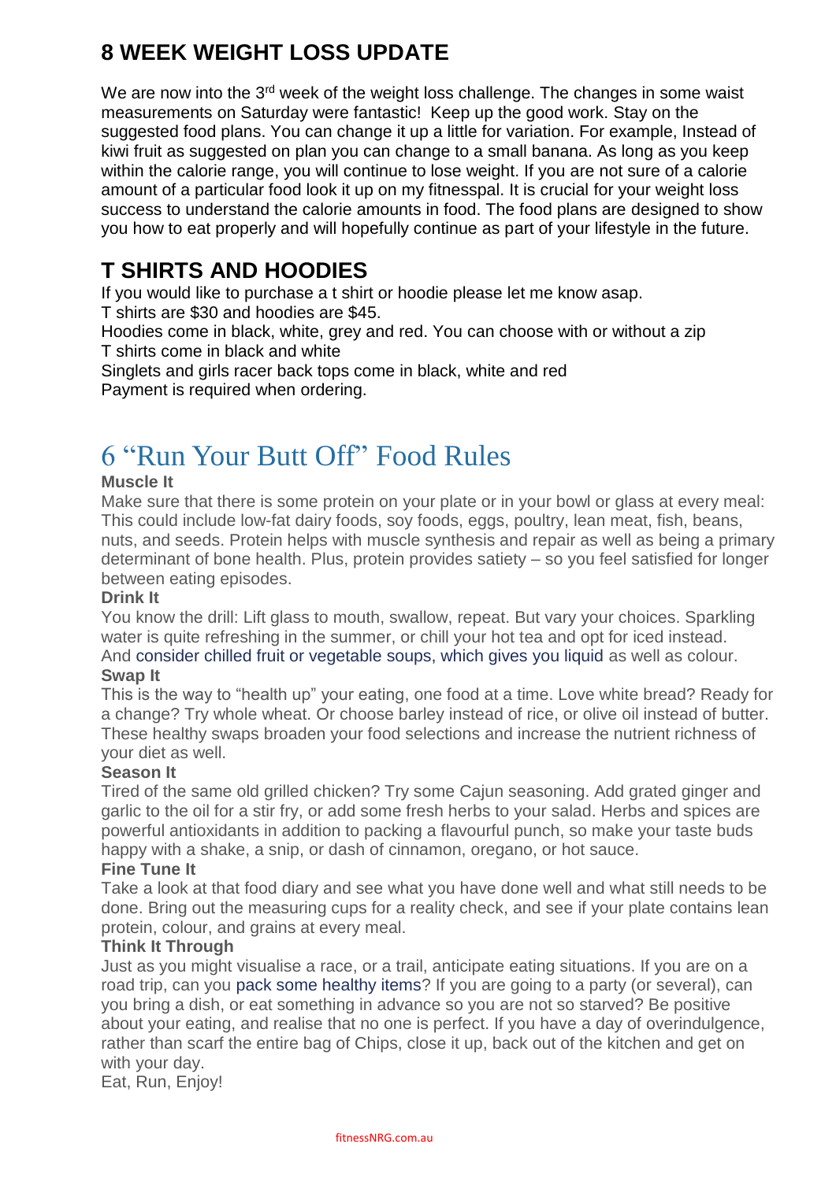## 8 WEEK WEIGHT LOSS UPDATE

We are now into the 3rd week of the weight loss challenge. The changes in some waist measurements on Saturday were fantastic! Keep up the good work. Stay on the suggested food plans. You can change it up a little for variation. For example, Instead of kiwi fruit as suggested on plan you can change to a small banana. As long as you keep within the calorie range, you will continue to lose weight. If you are not sure of a calorie amount of a particular food look it up on my fitnesspal. It is crucial for your weight loss success to understand the calorie amounts in food. The food plans are designed to show you how to eat properly and will hopefully continue as part of your lifestyle in the future.

## T SHIRTS AND HOODIES

If you would like to purchase a t shirt or hoodie please let me know asap.
T shirts are $30 and hoodies are $45.
Hoodies come in black, white, grey and red. You can choose with or without a zip
T shirts come in black and white
Singlets and girls racer back tops come in black, white and red
Payment is required when ordering.

# 6 "Run Your Butt Off" Food Rules

**Muscle It**

Make sure that there is some protein on your plate or in your bowl or glass at every meal: This could include low-fat dairy foods, soy foods, eggs, poultry, lean meat, fish, beans, nuts, and seeds. Protein helps with muscle synthesis and repair as well as being a primary determinant of bone health. Plus, protein provides satiety – so you feel satisfied for longer between eating episodes.

**Drink It**

You know the drill: Lift glass to mouth, swallow, repeat. But vary your choices. Sparkling water is quite refreshing in the summer, or chill your hot tea and opt for iced instead. And consider chilled fruit or vegetable soups, which gives you liquid as well as colour.

**Swap It**

This is the way to "health up" your eating, one food at a time. Love white bread? Ready for a change? Try whole wheat. Or choose barley instead of rice, or olive oil instead of butter. These healthy swaps broaden your food selections and increase the nutrient richness of your diet as well.

**Season It**

Tired of the same old grilled chicken? Try some Cajun seasoning. Add grated ginger and garlic to the oil for a stir fry, or add some fresh herbs to your salad. Herbs and spices are powerful antioxidants in addition to packing a flavourful punch, so make your taste buds happy with a shake, a snip, or dash of cinnamon, oregano, or hot sauce.

**Fine Tune It**

Take a look at that food diary and see what you have done well and what still needs to be done. Bring out the measuring cups for a reality check, and see if your plate contains lean protein, colour, and grains at every meal.

**Think It Through**

Just as you might visualise a race, or a trail, anticipate eating situations. If you are on a road trip, can you pack some healthy items? If you are going to a party (or several), can you bring a dish, or eat something in advance so you are not so starved? Be positive about your eating, and realise that no one is perfect. If you have a day of overindulgence, rather than scarf the entire bag of Chips, close it up, back out of the kitchen and get on with your day.

Eat, Run, Enjoy!